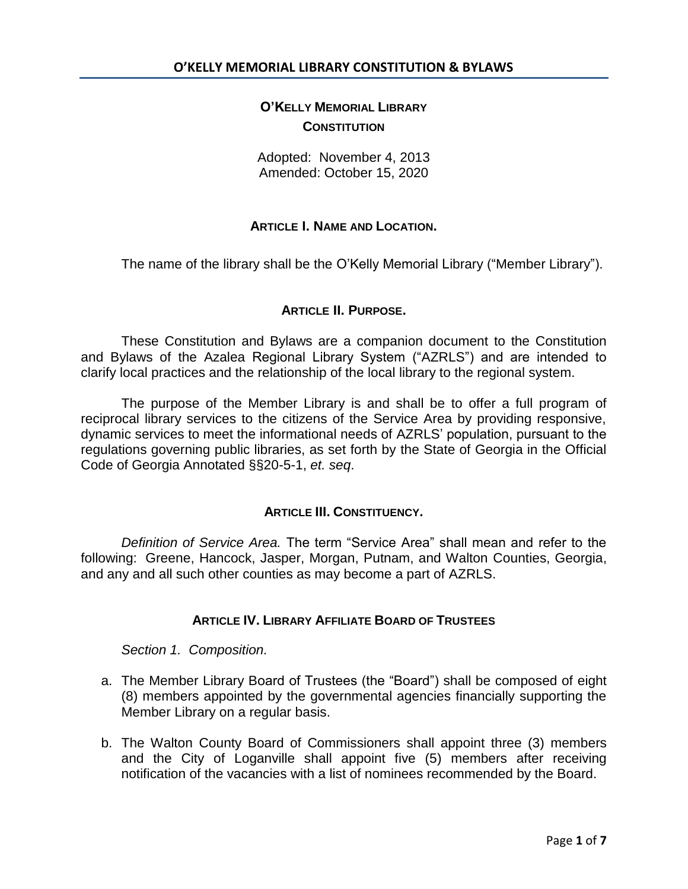# O'KELLY MEMORIAL LIBRARY
## CONSTITUTION

Adopted: November 4, 2013
Amended: October 15, 2020

### ARTICLE I. NAME AND LOCATION.

The name of the library shall be the O'Kelly Memorial Library ("Member Library").

### ARTICLE II. PURPOSE.

These Constitution and Bylaws are a companion document to the Constitution and Bylaws of the Azalea Regional Library System ("AZRLS") and are intended to clarify local practices and the relationship of the local library to the regional system.

The purpose of the Member Library is and shall be to offer a full program of reciprocal library services to the citizens of the Service Area by providing responsive, dynamic services to meet the informational needs of AZRLS' population, pursuant to the regulations governing public libraries, as set forth by the State of Georgia in the Official Code of Georgia Annotated §§20-5-1, *et. seq*.

### ARTICLE III. CONSTITUENCY.

*Definition of Service Area.* The term "Service Area" shall mean and refer to the following: Greene, Hancock, Jasper, Morgan, Putnam, and Walton Counties, Georgia, and any and all such other counties as may become a part of AZRLS.

### ARTICLE IV. LIBRARY AFFILIATE BOARD OF TRUSTEES

*Section 1. Composition.*

a. The Member Library Board of Trustees (the "Board") shall be composed of eight (8) members appointed by the governmental agencies financially supporting the Member Library on a regular basis.

b. The Walton County Board of Commissioners shall appoint three (3) members and the City of Loganville shall appoint five (5) members after receiving notification of the vacancies with a list of nominees recommended by the Board.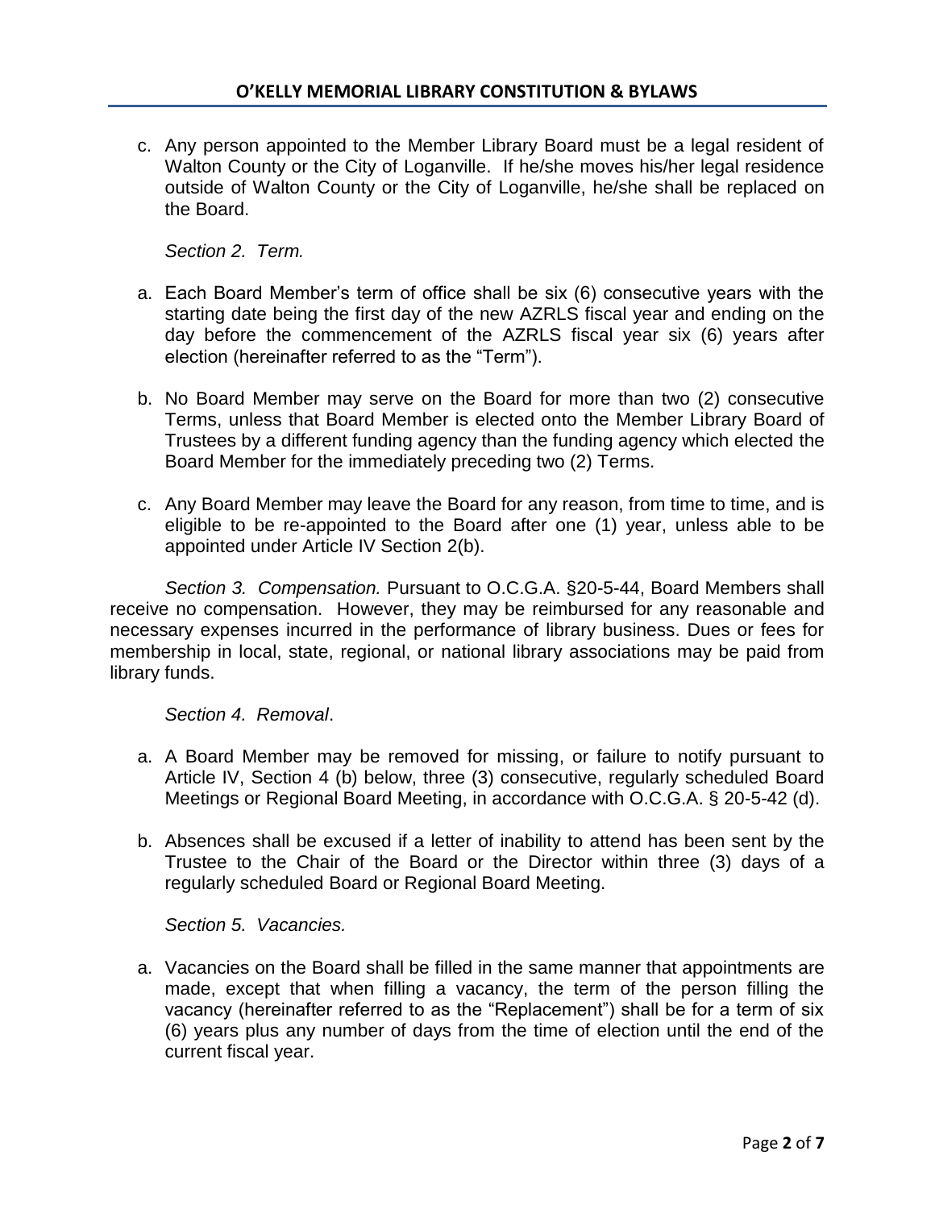c. Any person appointed to the Member Library Board must be a legal resident of Walton County or the City of Loganville. If he/she moves his/her legal residence outside of Walton County or the City of Loganville, he/she shall be replaced on the Board.

*Section 2. Term.*

a. Each Board Member's term of office shall be six (6) consecutive years with the starting date being the first day of the new AZRLS fiscal year and ending on the day before the commencement of the AZRLS fiscal year six (6) years after election (hereinafter referred to as the "Term").

b. No Board Member may serve on the Board for more than two (2) consecutive Terms, unless that Board Member is elected onto the Member Library Board of Trustees by a different funding agency than the funding agency which elected the Board Member for the immediately preceding two (2) Terms.

c. Any Board Member may leave the Board for any reason, from time to time, and is eligible to be re-appointed to the Board after one (1) year, unless able to be appointed under Article IV Section 2(b).

*Section 3. Compensation.* Pursuant to O.C.G.A. §20-5-44, Board Members shall receive no compensation. However, they may be reimbursed for any reasonable and necessary expenses incurred in the performance of library business. Dues or fees for membership in local, state, regional, or national library associations may be paid from library funds.

*Section 4. Removal*.

a. A Board Member may be removed for missing, or failure to notify pursuant to Article IV, Section 4 (b) below, three (3) consecutive, regularly scheduled Board Meetings or Regional Board Meeting, in accordance with O.C.G.A. § 20-5-42 (d).

b. Absences shall be excused if a letter of inability to attend has been sent by the Trustee to the Chair of the Board or the Director within three (3) days of a regularly scheduled Board or Regional Board Meeting.

*Section 5. Vacancies.*

a. Vacancies on the Board shall be filled in the same manner that appointments are made, except that when filling a vacancy, the term of the person filling the vacancy (hereinafter referred to as the "Replacement") shall be for a term of six (6) years plus any number of days from the time of election until the end of the current fiscal year.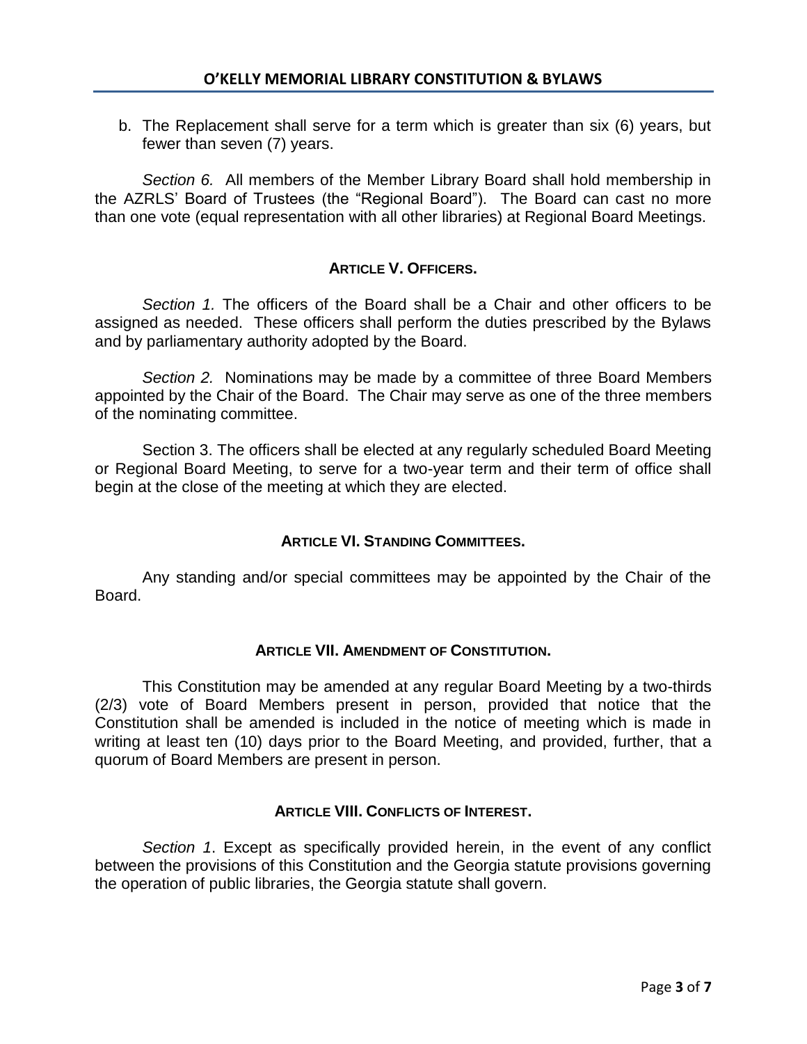b. The Replacement shall serve for a term which is greater than six (6) years, but fewer than seven (7) years.

*Section 6.* All members of the Member Library Board shall hold membership in the AZRLS' Board of Trustees (the "Regional Board"). The Board can cast no more than one vote (equal representation with all other libraries) at Regional Board Meetings.

## ARTICLE V. OFFICERS.

*Section 1.* The officers of the Board shall be a Chair and other officers to be assigned as needed. These officers shall perform the duties prescribed by the Bylaws and by parliamentary authority adopted by the Board.

*Section 2.* Nominations may be made by a committee of three Board Members appointed by the Chair of the Board. The Chair may serve as one of the three members of the nominating committee.

Section 3. The officers shall be elected at any regularly scheduled Board Meeting or Regional Board Meeting, to serve for a two-year term and their term of office shall begin at the close of the meeting at which they are elected.

## ARTICLE VI. STANDING COMMITTEES.

Any standing and/or special committees may be appointed by the Chair of the Board.

## ARTICLE VII. AMENDMENT OF CONSTITUTION.

This Constitution may be amended at any regular Board Meeting by a two-thirds (2/3) vote of Board Members present in person, provided that notice that the Constitution shall be amended is included in the notice of meeting which is made in writing at least ten (10) days prior to the Board Meeting, and provided, further, that a quorum of Board Members are present in person.

## ARTICLE VIII. CONFLICTS OF INTEREST.

*Section 1*. Except as specifically provided herein, in the event of any conflict between the provisions of this Constitution and the Georgia statute provisions governing the operation of public libraries, the Georgia statute shall govern.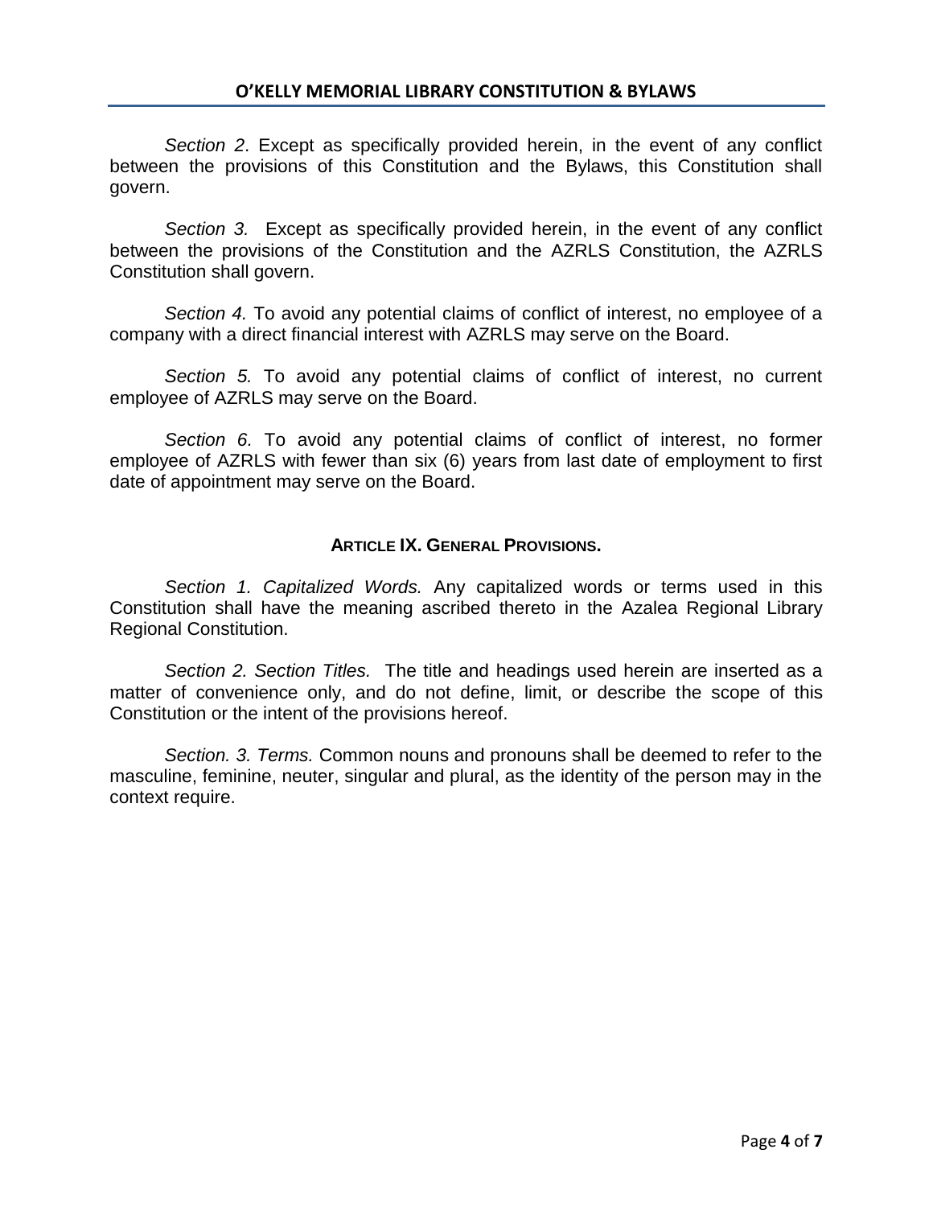*Section 2*. Except as specifically provided herein, in the event of any conflict between the provisions of this Constitution and the Bylaws, this Constitution shall govern.

*Section 3.* Except as specifically provided herein, in the event of any conflict between the provisions of the Constitution and the AZRLS Constitution, the AZRLS Constitution shall govern.

*Section 4.* To avoid any potential claims of conflict of interest, no employee of a company with a direct financial interest with AZRLS may serve on the Board.

*Section 5.* To avoid any potential claims of conflict of interest, no current employee of AZRLS may serve on the Board.

*Section 6.* To avoid any potential claims of conflict of interest, no former employee of AZRLS with fewer than six (6) years from last date of employment to first date of appointment may serve on the Board.

## ARTICLE IX. GENERAL PROVISIONS.

*Section 1. Capitalized Words.* Any capitalized words or terms used in this Constitution shall have the meaning ascribed thereto in the Azalea Regional Library Regional Constitution.

*Section 2. Section Titles.* The title and headings used herein are inserted as a matter of convenience only, and do not define, limit, or describe the scope of this Constitution or the intent of the provisions hereof.

*Section. 3. Terms.* Common nouns and pronouns shall be deemed to refer to the masculine, feminine, neuter, singular and plural, as the identity of the person may in the context require.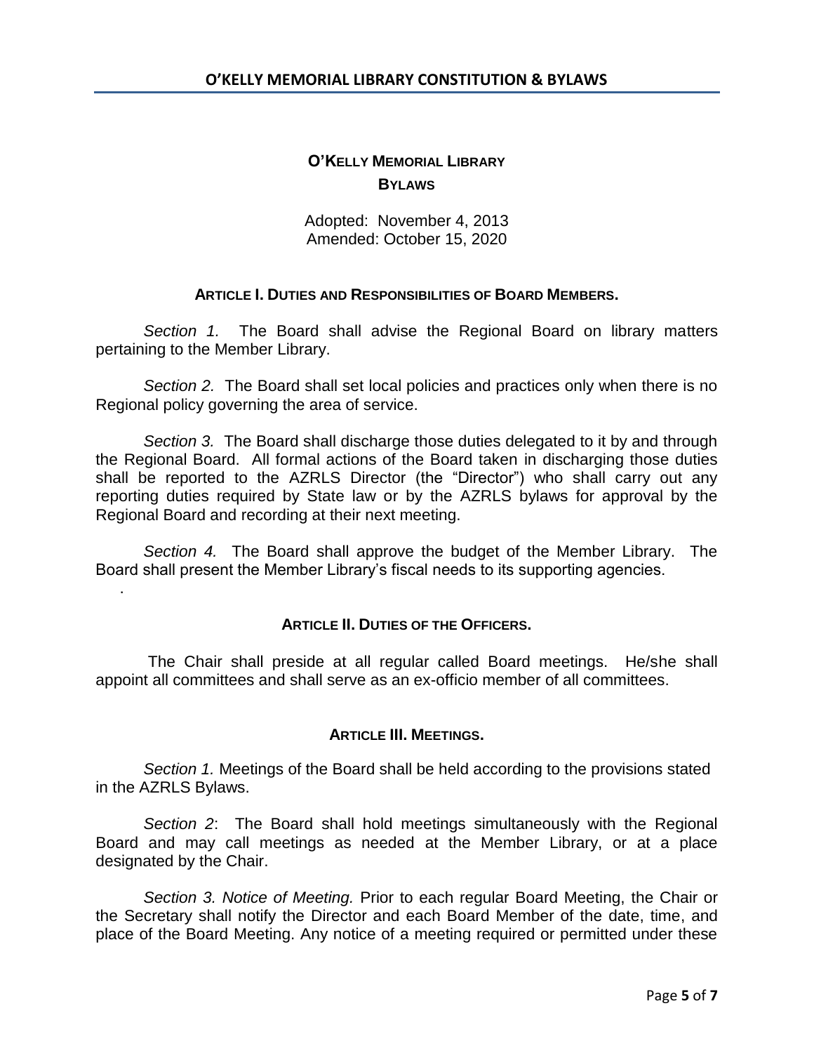# O'KELLY MEMORIAL LIBRARY BYLAWS

Adopted: November 4, 2013
Amended: October 15, 2020

## ARTICLE I. DUTIES AND RESPONSIBILITIES OF BOARD MEMBERS.

*Section 1.* The Board shall advise the Regional Board on library matters pertaining to the Member Library.

*Section 2.* The Board shall set local policies and practices only when there is no Regional policy governing the area of service.

*Section 3.* The Board shall discharge those duties delegated to it by and through the Regional Board. All formal actions of the Board taken in discharging those duties shall be reported to the AZRLS Director (the "Director") who shall carry out any reporting duties required by State law or by the AZRLS bylaws for approval by the Regional Board and recording at their next meeting.

*Section 4.* The Board shall approve the budget of the Member Library. The Board shall present the Member Library's fiscal needs to its supporting agencies.

.

## ARTICLE II. DUTIES OF THE OFFICERS.

The Chair shall preside at all regular called Board meetings. He/she shall appoint all committees and shall serve as an ex-officio member of all committees.

## ARTICLE III. MEETINGS.

*Section 1.* Meetings of the Board shall be held according to the provisions stated in the AZRLS Bylaws.

*Section 2*: The Board shall hold meetings simultaneously with the Regional Board and may call meetings as needed at the Member Library, or at a place designated by the Chair.

*Section 3. Notice of Meeting.* Prior to each regular Board Meeting, the Chair or the Secretary shall notify the Director and each Board Member of the date, time, and place of the Board Meeting. Any notice of a meeting required or permitted under these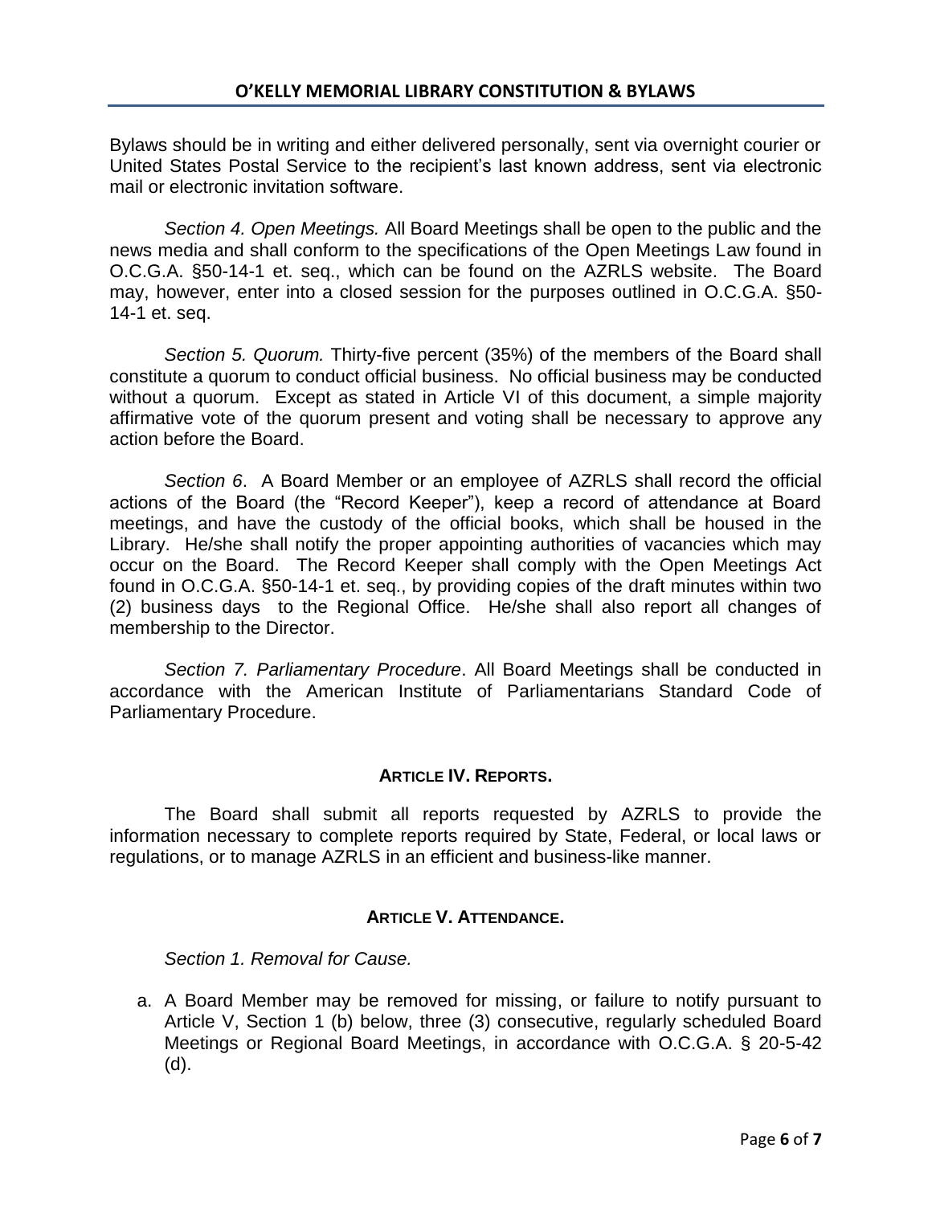Bylaws should be in writing and either delivered personally, sent via overnight courier or United States Postal Service to the recipient's last known address, sent via electronic mail or electronic invitation software.

*Section 4. Open Meetings.* All Board Meetings shall be open to the public and the news media and shall conform to the specifications of the Open Meetings Law found in O.C.G.A. §50-14-1 et. seq., which can be found on the AZRLS website. The Board may, however, enter into a closed session for the purposes outlined in O.C.G.A. §50-14-1 et. seq.

*Section 5. Quorum.* Thirty-five percent (35%) of the members of the Board shall constitute a quorum to conduct official business. No official business may be conducted without a quorum. Except as stated in Article VI of this document, a simple majority affirmative vote of the quorum present and voting shall be necessary to approve any action before the Board.

*Section 6*. A Board Member or an employee of AZRLS shall record the official actions of the Board (the "Record Keeper"), keep a record of attendance at Board meetings, and have the custody of the official books, which shall be housed in the Library. He/she shall notify the proper appointing authorities of vacancies which may occur on the Board. The Record Keeper shall comply with the Open Meetings Act found in O.C.G.A. §50-14-1 et. seq., by providing copies of the draft minutes within two (2) business days to the Regional Office. He/she shall also report all changes of membership to the Director.

*Section 7. Parliamentary Procedure*. All Board Meetings shall be conducted in accordance with the American Institute of Parliamentarians Standard Code of Parliamentary Procedure.

## ARTICLE IV. REPORTS.

The Board shall submit all reports requested by AZRLS to provide the information necessary to complete reports required by State, Federal, or local laws or regulations, or to manage AZRLS in an efficient and business-like manner.

## ARTICLE V. ATTENDANCE.

*Section 1. Removal for Cause.*

a. A Board Member may be removed for missing, or failure to notify pursuant to Article V, Section 1 (b) below, three (3) consecutive, regularly scheduled Board Meetings or Regional Board Meetings, in accordance with O.C.G.A. § 20-5-42 (d).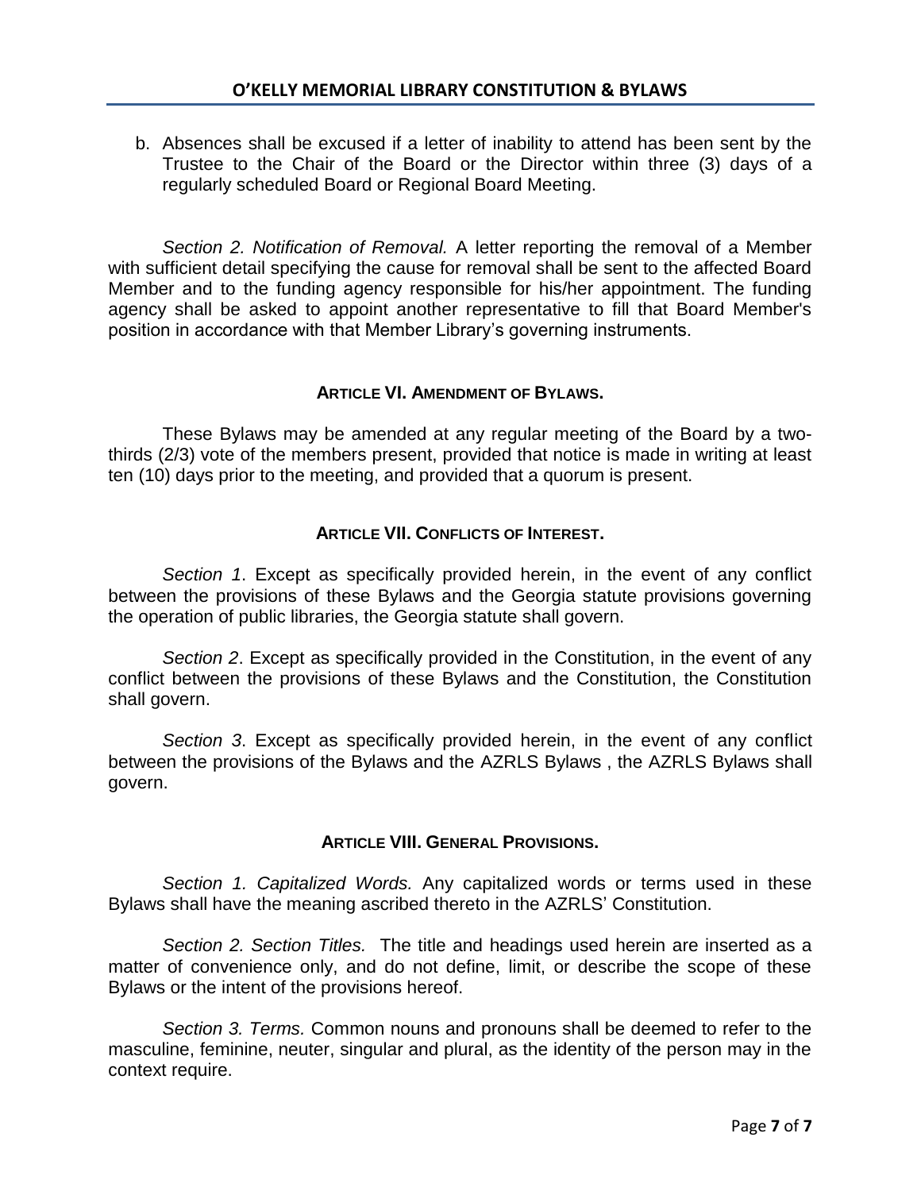b. Absences shall be excused if a letter of inability to attend has been sent by the Trustee to the Chair of the Board or the Director within three (3) days of a regularly scheduled Board or Regional Board Meeting.

*Section 2. Notification of Removal.* A letter reporting the removal of a Member with sufficient detail specifying the cause for removal shall be sent to the affected Board Member and to the funding agency responsible for his/her appointment. The funding agency shall be asked to appoint another representative to fill that Board Member's position in accordance with that Member Library's governing instruments.

## ARTICLE VI. AMENDMENT OF BYLAWS.

These Bylaws may be amended at any regular meeting of the Board by a two-thirds (2/3) vote of the members present, provided that notice is made in writing at least ten (10) days prior to the meeting, and provided that a quorum is present.

## ARTICLE VII. CONFLICTS OF INTEREST.

*Section 1*. Except as specifically provided herein, in the event of any conflict between the provisions of these Bylaws and the Georgia statute provisions governing the operation of public libraries, the Georgia statute shall govern.

*Section 2*. Except as specifically provided in the Constitution, in the event of any conflict between the provisions of these Bylaws and the Constitution, the Constitution shall govern.

*Section 3*. Except as specifically provided herein, in the event of any conflict between the provisions of the Bylaws and the AZRLS Bylaws , the AZRLS Bylaws shall govern.

## ARTICLE VIII. GENERAL PROVISIONS.

*Section 1. Capitalized Words.* Any capitalized words or terms used in these Bylaws shall have the meaning ascribed thereto in the AZRLS' Constitution.

*Section 2. Section Titles.* The title and headings used herein are inserted as a matter of convenience only, and do not define, limit, or describe the scope of these Bylaws or the intent of the provisions hereof.

*Section 3. Terms.* Common nouns and pronouns shall be deemed to refer to the masculine, feminine, neuter, singular and plural, as the identity of the person may in the context require.